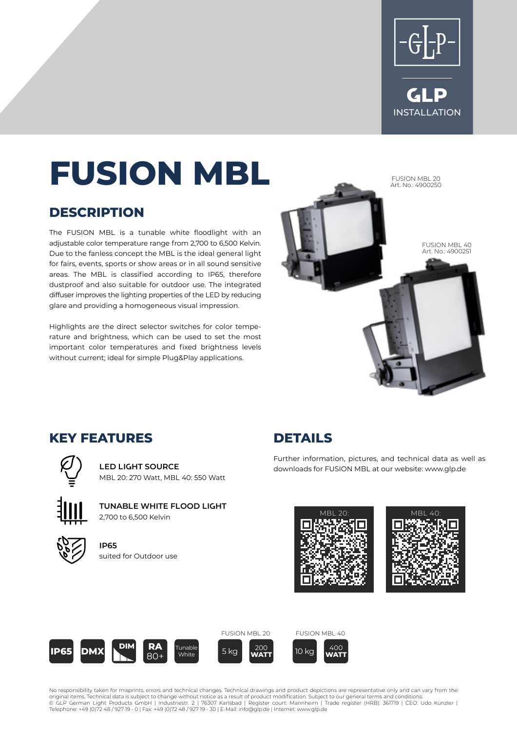GLP
INSTALLATION

# FUSION MBL

FUSION MBL 20
Art. No.: 4900250

FUSION MBL 40
Art. No.: 4900251

## DESCRIPTION

The FUSION MBL is a tunable white floodlight with an adjustable color temperature range from 2,700 to 6,500 Kelvin. Due to the fanless concept the MBL is the ideal general light for fairs, events, sports or show areas or in all sound sensitive areas. The MBL is classified according to IP65, therefore dustproof and also suitable for outdoor use. The integrated diffuser improves the lighting properties of the LED by reducing glare and providing a homogeneous visual impression.

Highlights are the direct selector switches for color temperature and brightness, which can be used to set the most important color temperatures and fixed brightness levels without current; ideal for simple Plug&Play applications.

## KEY FEATURES

**LED LIGHT SOURCE**
MBL 20: 270 Watt, MBL 40: 550 Watt

**TUNABLE WHITE FLOOD LIGHT**
2,700 to 6,500 Kelvin

**IP65**
suited for Outdoor use

## DETAILS

Further information, pictures, and technical data as well as downloads for FUSION MBL at our website: www.glp.de

MBL 20:

MBL 40:

IP65 | DMX | DIM | RA 80+ | Tunable White

FUSION MBL 20: 5 kg | 200 WATT

FUSION MBL 40: 10 kg | 400 WATT

No responsibility taken for misprints, errors and technical changes. Technical drawings and product depictions are representative only and can vary from the original items. Technical data is subject to change without notice as a result of product modification. Subject to our general terms and conditions.
© GLP German Light Products GmbH | Industriestr. 2 | 76307 Karlsbad | Register court: Mannheim | Trade register (HRB): 361719 | CEO: Udo Künzler | Telephone: +49 (0)72 48 / 927 19 - 0 | Fax: +49 (0)72 48 / 927 19 - 30 | E-Mail: info@glp.de | Internet: www.glp.de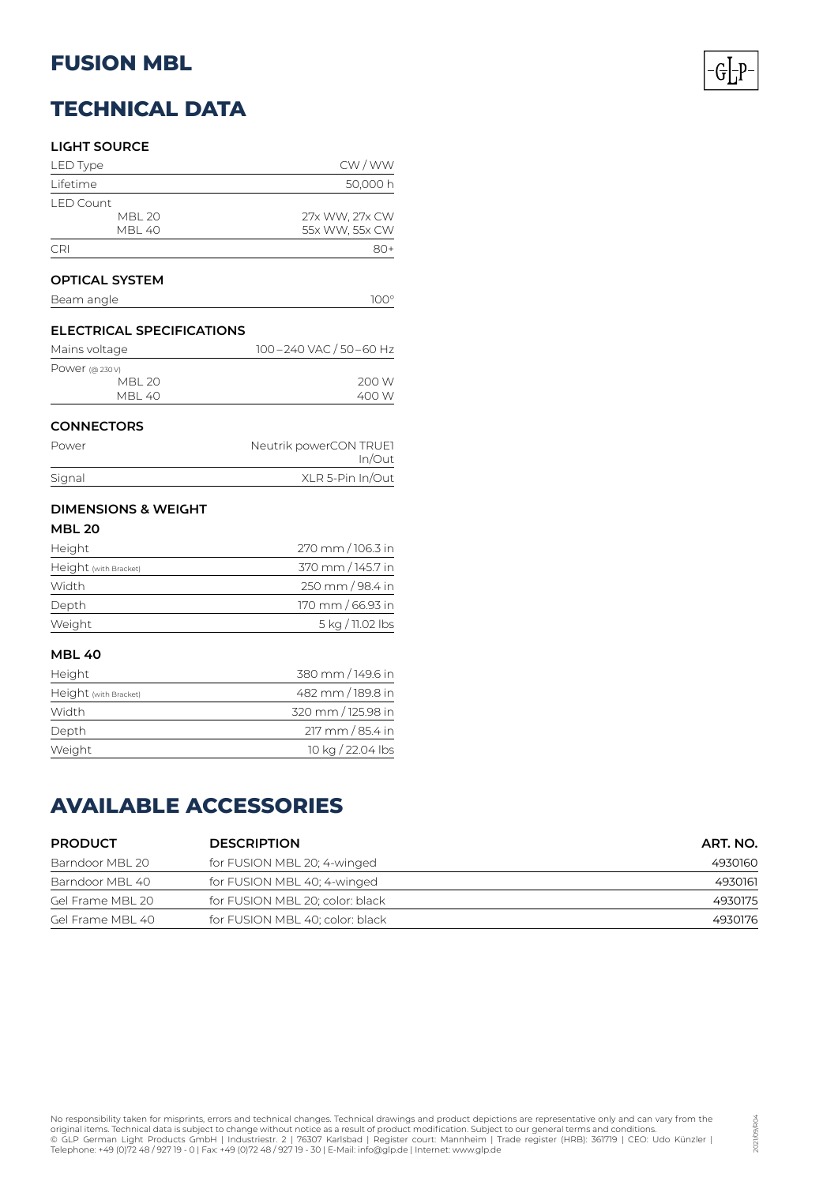# FUSION MBL

# TECHNICAL DATA

### LIGHT SOURCE

| | |
|---|---|
| LED Type | CW / WW |
| Lifetime | 50,000 h |
| LED Count | |
| MBL 20 | 27x WW, 27x CW |
| MBL 40 | 55x WW, 55x CW |
| CRI | 80+ |

### OPTICAL SYSTEM

| | |
|---|---|
| Beam angle | 100° |

### ELECTRICAL SPECIFICATIONS

| | |
|---|---|
| Mains voltage | 100 – 240 VAC / 50 – 60 Hz |
| Power (@ 230 V) | |
| MBL 20 | 200 W |
| MBL 40 | 400 W |

### CONNECTORS

| | |
|---|---|
| Power | Neutrik powerCON TRUE1 In/Out |
| Signal | XLR 5-Pin In/Out |

### DIMENSIONS & WEIGHT

#### MBL 20

| | |
|---|---|
| Height | 270 mm / 106.3 in |
| Height (with Bracket) | 370 mm / 145.7 in |
| Width | 250 mm / 98.4 in |
| Depth | 170 mm / 66.93 in |
| Weight | 5 kg / 11.02 lbs |

#### MBL 40

| | |
|---|---|
| Height | 380 mm / 149.6 in |
| Height (with Bracket) | 482 mm / 189.8 in |
| Width | 320 mm / 125.98 in |
| Depth | 217 mm / 85.4 in |
| Weight | 10 kg / 22.04 lbs |

# AVAILABLE ACCESSORIES

| PRODUCT | DESCRIPTION | ART. NO. |
|---|---|---|
| Barndoor MBL 20 | for FUSION MBL 20; 4-winged | 4930160 |
| Barndoor MBL 40 | for FUSION MBL 40; 4-winged | 4930161 |
| Gel Frame MBL 20 | for FUSION MBL 20; color: black | 4930175 |
| Gel Frame MBL 40 | for FUSION MBL 40; color: black | 4930176 |

No responsibility taken for misprints, errors and technical changes. Technical drawings and product depictions are representative only and can vary from the original items. Technical data is subject to change without notice as a result of product modification. Subject to our general terms and conditions.
© GLP German Light Products GmbH | Industriestr. 2 | 76307 Karlsbad | Register court: Mannheim | Trade register (HRB): 361719 | CEO: Udo Künzler | Telephone: +49 (0)72 48 / 927 19 - 0 | Fax: +49 (0)72 48 / 927 19 - 30 | E-Mail: info@glp.de | Internet: www.glp.de

2021/09/R04